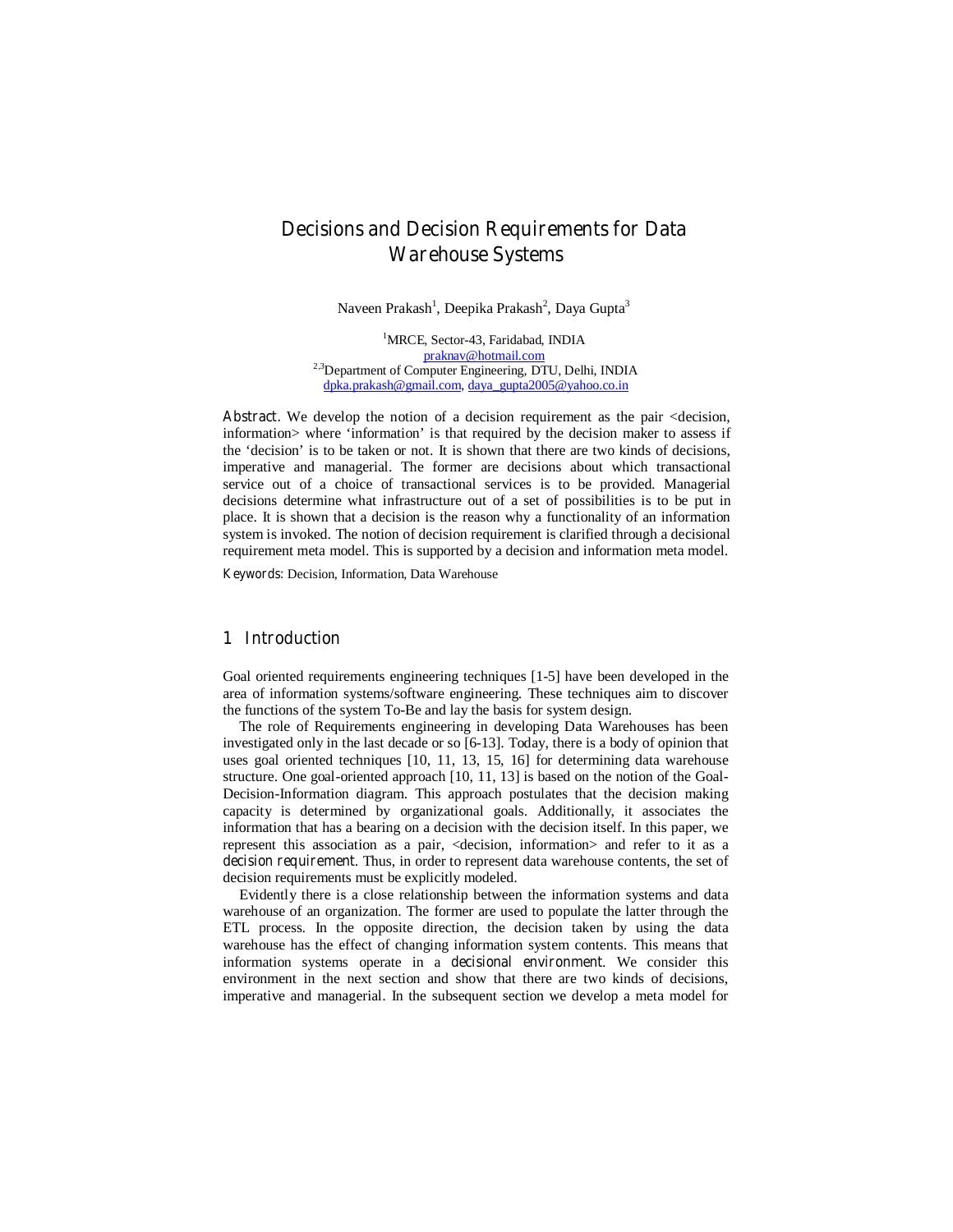# Decisions and Decision Requirements for Data Warehouse Systems

Naveen Prakash[1], Deepika Prakash[2], Daya Gupta[3]

[1]MRCE, Sector-43, Faridabad, INDIA
praknav@hotmail.com
[2,3]Department of Computer Engineering, DTU, Delhi, INDIA
dpka.prakash@gmail.com, daya_gupta2005@yahoo.co.in

**Abstract.** We develop the notion of a decision requirement as the pair <decision, information> where 'information' is that required by the decision maker to assess if the 'decision' is to be taken or not. It is shown that there are two kinds of decisions, imperative and managerial. The former are decisions about which transactional service out of a choice of transactional services is to be provided. Managerial decisions determine what infrastructure out of a set of possibilities is to be put in place. It is shown that a decision is the reason why a functionality of an information system is invoked. The notion of decision requirement is clarified through a decisional requirement meta model. This is supported by a decision and information meta model.

**Keywords:** Decision, Information, Data Warehouse

## 1 Introduction

Goal oriented requirements engineering techniques [1-5] have been developed in the area of information systems/software engineering. These techniques aim to discover the functions of the system To-Be and lay the basis for system design.

The role of Requirements engineering in developing Data Warehouses has been investigated only in the last decade or so [6-13]. Today, there is a body of opinion that uses goal oriented techniques [10, 11, 13, 15, 16] for determining data warehouse structure. One goal-oriented approach [10, 11, 13] is based on the notion of the Goal-Decision-Information diagram. This approach postulates that the decision making capacity is determined by organizational goals. Additionally, it associates the information that has a bearing on a decision with the decision itself. In this paper, we represent this association as a pair, <decision, information> and refer to it as a *decision requirement*. Thus, in order to represent data warehouse contents, the set of decision requirements must be explicitly modeled.

Evidently there is a close relationship between the information systems and data warehouse of an organization. The former are used to populate the latter through the ETL process. In the opposite direction, the decision taken by using the data warehouse has the effect of changing information system contents. This means that information systems operate in a *decisional environment*. We consider this environment in the next section and show that there are two kinds of decisions, imperative and managerial. In the subsequent section we develop a meta model for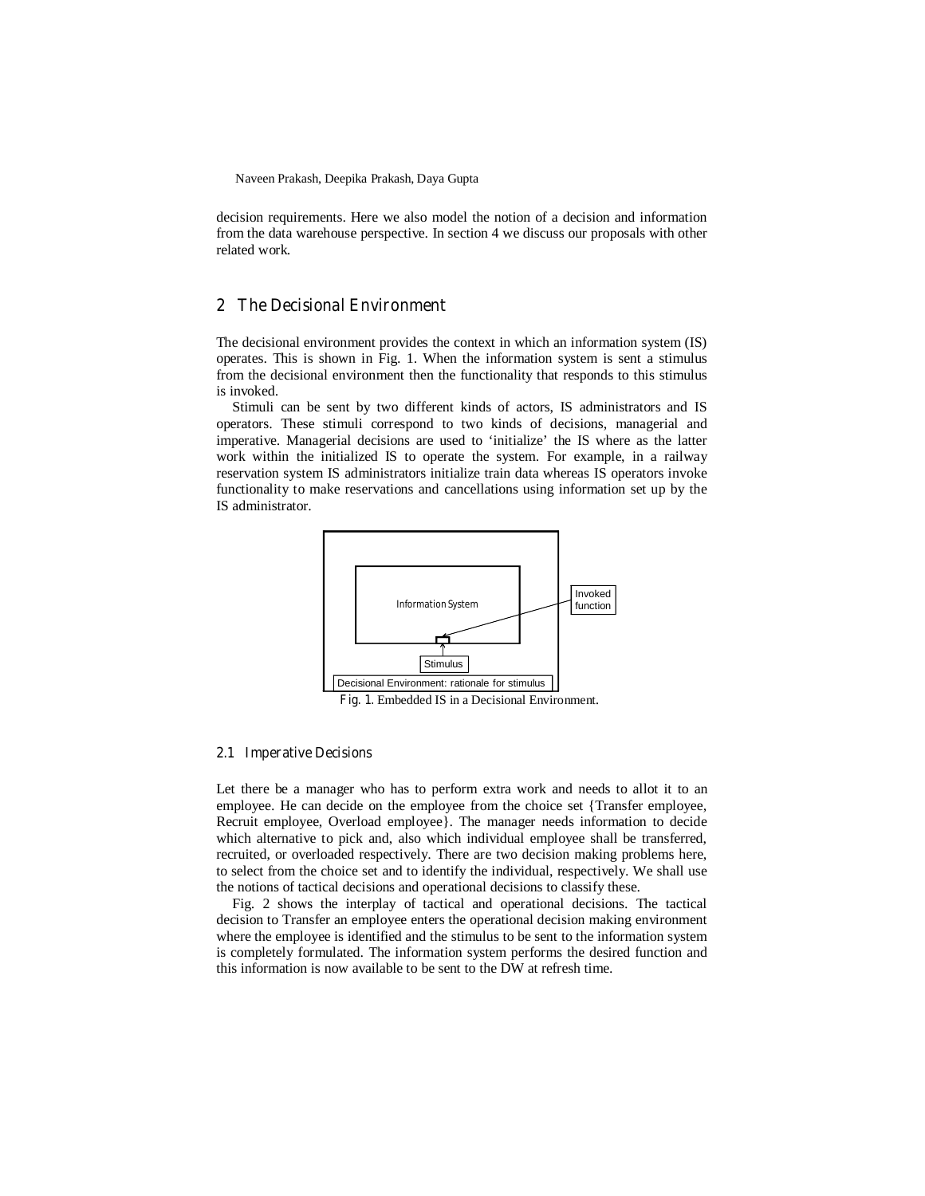decision requirements. Here we also model the notion of a decision and information from the data warehouse perspective. In section 4 we discuss our proposals with other related work.

## 2 The Decisional Environment

The decisional environment provides the context in which an information system (IS) operates. This is shown in Fig. 1. When the information system is sent a stimulus from the decisional environment then the functionality that responds to this stimulus is invoked.

Stimuli can be sent by two different kinds of actors, IS administrators and IS operators. These stimuli correspond to two kinds of decisions, managerial and imperative. Managerial decisions are used to 'initialize' the IS where as the latter work within the initialized IS to operate the system. For example, in a railway reservation system IS administrators initialize train data whereas IS operators invoke functionality to make reservations and cancellations using information set up by the IS administrator.

Information System

Invoked function

Stimulus

Decisional Environment: rationale for stimulus

**Fig. 1.** Embedded IS in a Decisional Environment.

### 2.1 Imperative Decisions

Let there be a manager who has to perform extra work and needs to allot it to an employee. He can decide on the employee from the choice set {Transfer employee, Recruit employee, Overload employee}. The manager needs information to decide which alternative to pick and, also which individual employee shall be transferred, recruited, or overloaded respectively. There are two decision making problems here, to select from the choice set and to identify the individual, respectively. We shall use the notions of tactical decisions and operational decisions to classify these.

Fig. 2 shows the interplay of tactical and operational decisions. The tactical decision to Transfer an employee enters the operational decision making environment where the employee is identified and the stimulus to be sent to the information system is completely formulated. The information system performs the desired function and this information is now available to be sent to the DW at refresh time.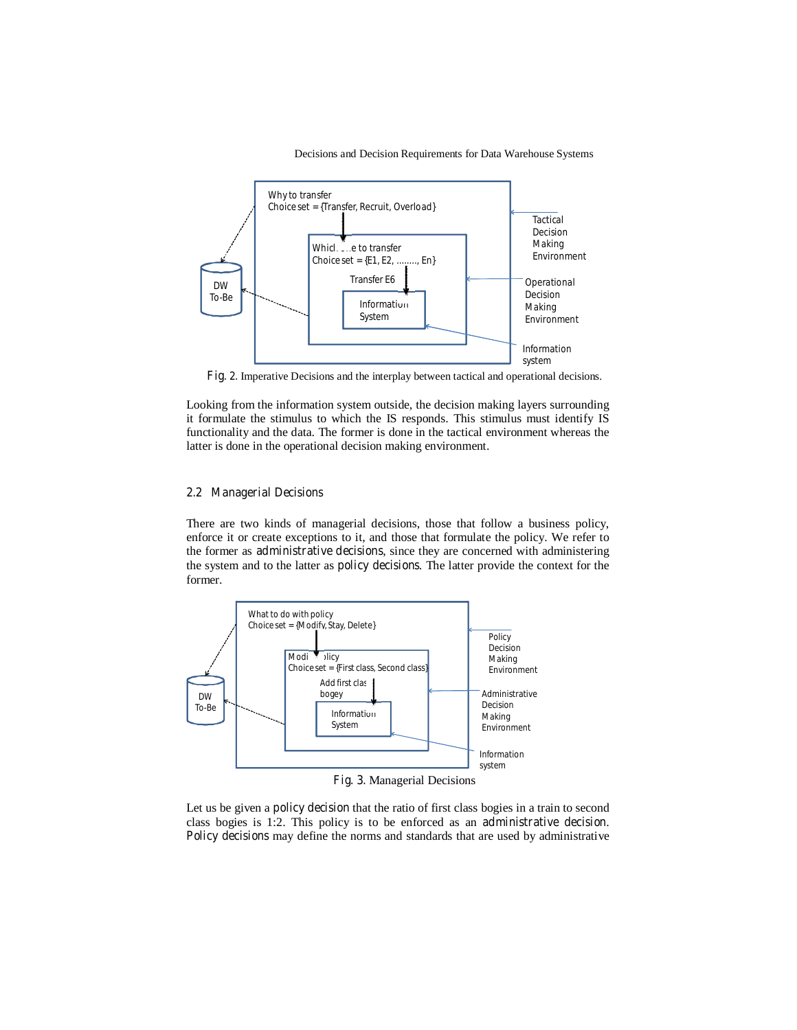Fig. 2. Imperative Decisions and the interplay between tactical and operational decisions.

Looking from the information system outside, the decision making layers surrounding it formulate the stimulus to which the IS responds. This stimulus must identify IS functionality and the data. The former is done in the tactical environment whereas the latter is done in the operational decision making environment.

## 2.2 Managerial Decisions

There are two kinds of managerial decisions, those that follow a business policy, enforce it or create exceptions to it, and those that formulate the policy. We refer to the former as administrative decisions, since they are concerned with administering the system and to the latter as policy decisions. The latter provide the context for the former.

Fig. 3. Managerial Decisions

Let us be given a policy decision that the ratio of first class bogies in a train to second class bogies is 1:2. This policy is to be enforced as an administrative decision. Policy decisions may define the norms and standards that are used by administrative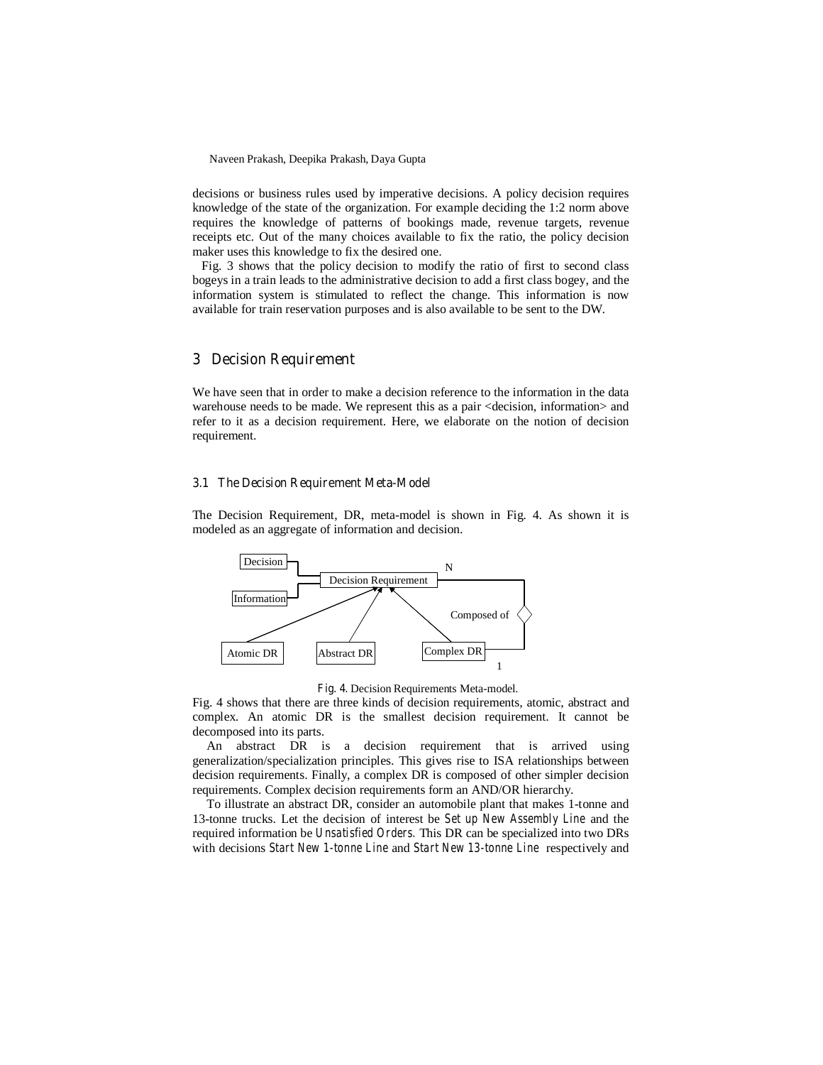decisions or business rules used by imperative decisions. A policy decision requires knowledge of the state of the organization. For example deciding the 1:2 norm above requires the knowledge of patterns of bookings made, revenue targets, revenue receipts etc. Out of the many choices available to fix the ratio, the policy decision maker uses this knowledge to fix the desired one.

Fig. 3 shows that the policy decision to modify the ratio of first to second class bogeys in a train leads to the administrative decision to add a first class bogey, and the information system is stimulated to reflect the change. This information is now available for train reservation purposes and is also available to be sent to the DW.

## 3 Decision Requirement

We have seen that in order to make a decision reference to the information in the data warehouse needs to be made. We represent this as a pair <decision, information> and refer to it as a decision requirement. Here, we elaborate on the notion of decision requirement.

### 3.1 The Decision Requirement Meta-Model

The Decision Requirement, DR, meta-model is shown in Fig. 4. As shown it is modeled as an aggregate of information and decision.

Decision | Information | Decision Requirement | N | Composed of | Atomic DR | Abstract DR | Complex DR | 1

**Fig. 4.** Decision Requirements Meta-model.

Fig. 4 shows that there are three kinds of decision requirements, atomic, abstract and complex. An atomic DR is the smallest decision requirement. It cannot be decomposed into its parts.

An abstract DR is a decision requirement that is arrived using generalization/specialization principles. This gives rise to ISA relationships between decision requirements. Finally, a complex DR is composed of other simpler decision requirements. Complex decision requirements form an AND/OR hierarchy.

To illustrate an abstract DR, consider an automobile plant that makes 1-tonne and 13-tonne trucks. Let the decision of interest be *Set up New Assembly Line* and the required information be *Unsatisfied Orders*. This DR can be specialized into two DRs with decisions *Start New 1-tonne Line* and *Start New 13-tonne Line* respectively and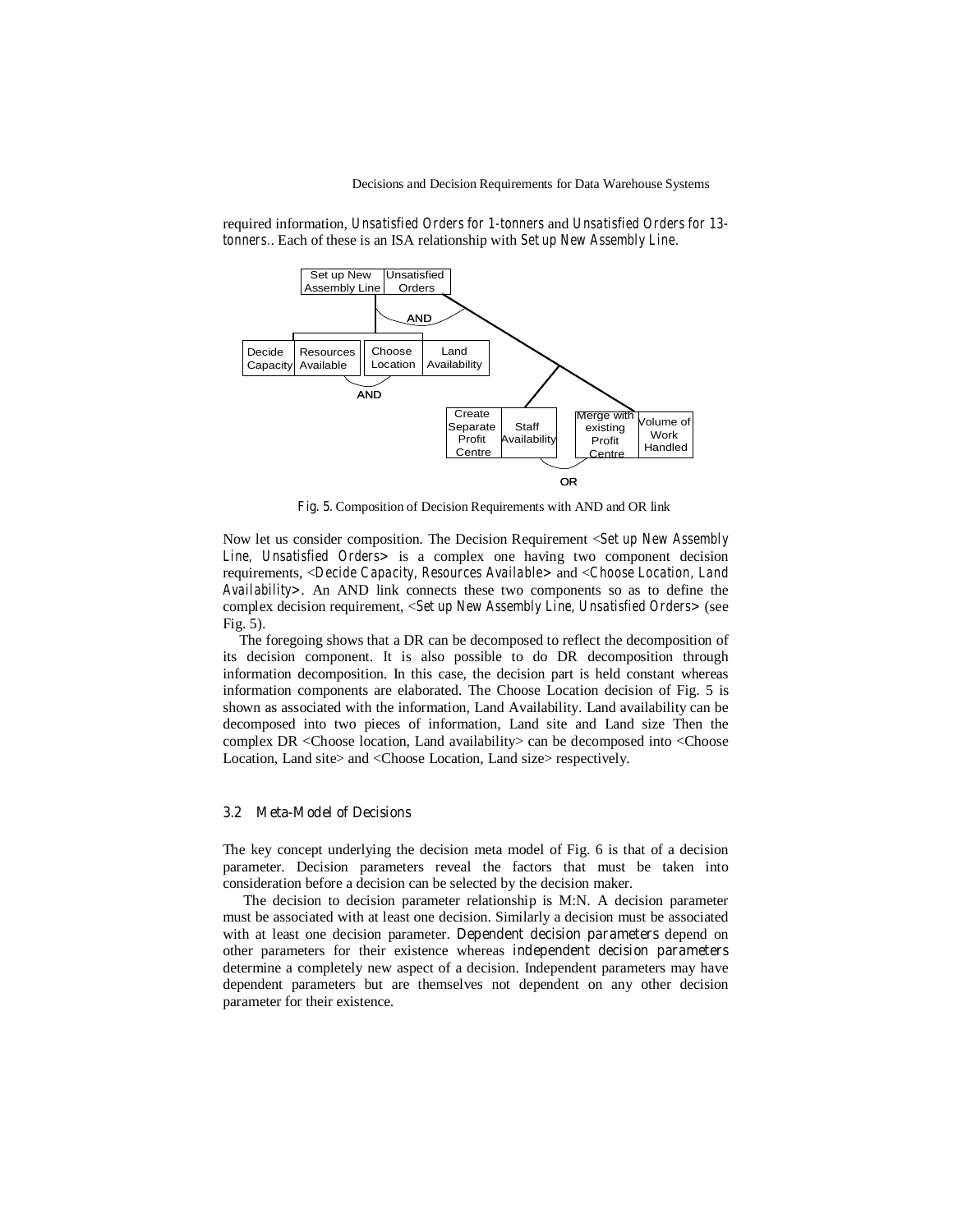required information, *Unsatisfied Orders for 1-tonners* and *Unsatisfied Orders for 13-tonners*.. Each of these is an ISA relationship with *Set up New Assembly Line*.

Fig. 5. Composition of Decision Requirements with AND and OR link

Now let us consider composition. The Decision Requirement <*Set up New Assembly Line, Unsatisfied Orders*> is a complex one having two component decision requirements, <*Decide Capacity, Resources Available*> and <*Choose Location, Land Availability*>. An AND link connects these two components so as to define the complex decision requirement, <*Set up New Assembly Line, Unsatisfied Orders*> (see Fig. 5).

The foregoing shows that a DR can be decomposed to reflect the decomposition of its decision component. It is also possible to do DR decomposition through information decomposition. In this case, the decision part is held constant whereas information components are elaborated. The Choose Location decision of Fig. 5 is shown as associated with the information, Land Availability. Land availability can be decomposed into two pieces of information, Land site and Land size Then the complex DR <Choose location, Land availability> can be decomposed into <Choose Location, Land site> and <Choose Location, Land size> respectively.

### 3.2 Meta-Model of Decisions

The key concept underlying the decision meta model of Fig. 6 is that of a decision parameter. Decision parameters reveal the factors that must be taken into consideration before a decision can be selected by the decision maker.

The decision to decision parameter relationship is M:N. A decision parameter must be associated with at least one decision. Similarly a decision must be associated with at least one decision parameter. *Dependent decision parameters* depend on other parameters for their existence whereas *independent decision parameters* determine a completely new aspect of a decision. Independent parameters may have dependent parameters but are themselves not dependent on any other decision parameter for their existence.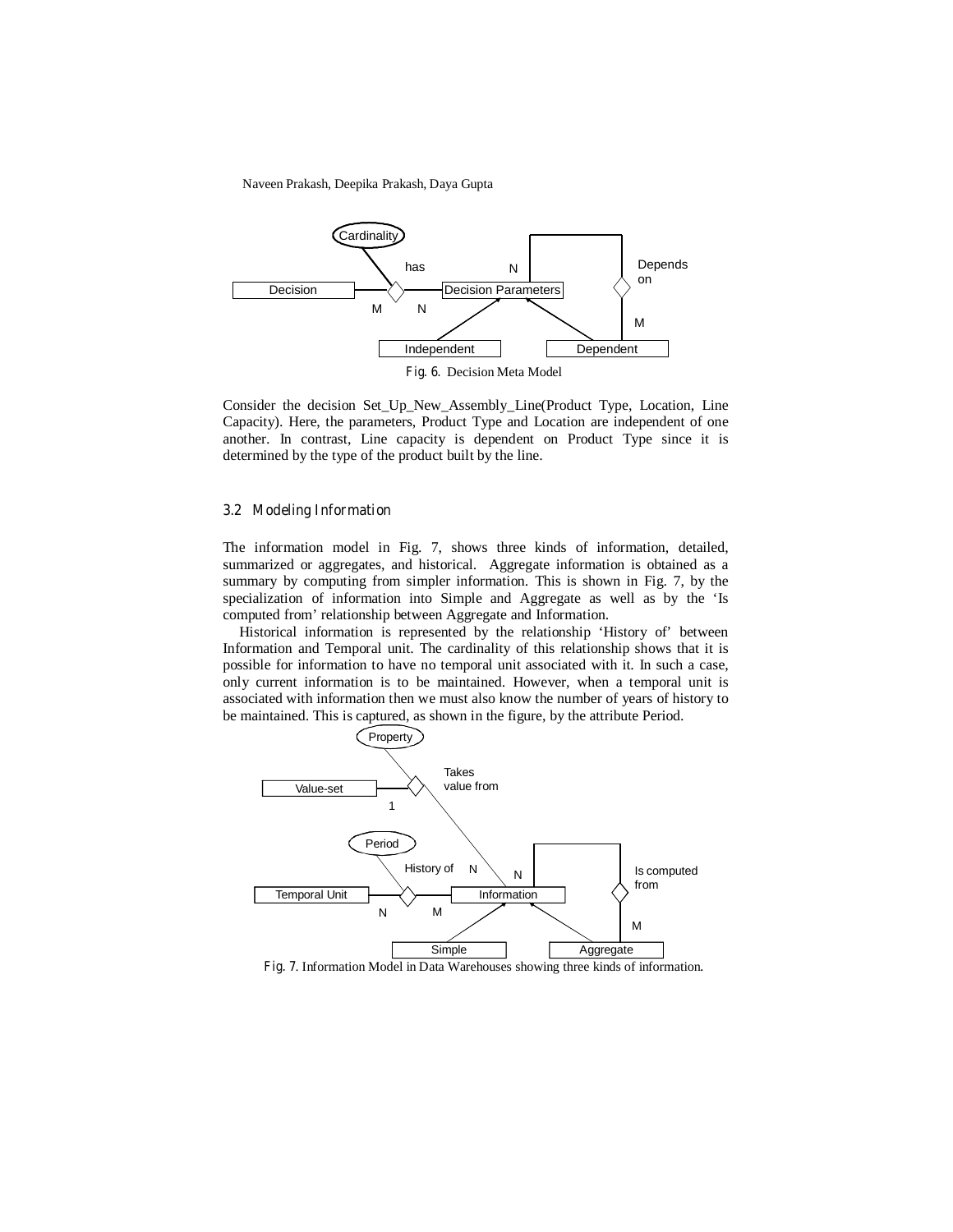Fig. 6. Decision Meta Model

Consider the decision Set_Up_New_Assembly_Line(Product Type, Location, Line Capacity). Here, the parameters, Product Type and Location are independent of one another. In contrast, Line capacity is dependent on Product Type since it is determined by the type of the product built by the line.

### 3.2 Modeling Information

The information model in Fig. 7, shows three kinds of information, detailed, summarized or aggregates, and historical. Aggregate information is obtained as a summary by computing from simpler information. This is shown in Fig. 7, by the specialization of information into Simple and Aggregate as well as by the 'Is computed from' relationship between Aggregate and Information.

Historical information is represented by the relationship 'History of' between Information and Temporal unit. The cardinality of this relationship shows that it is possible for information to have no temporal unit associated with it. In such a case, only current information is to be maintained. However, when a temporal unit is associated with information then we must also know the number of years of history to be maintained. This is captured, as shown in the figure, by the attribute Period.

Fig. 7. Information Model in Data Warehouses showing three kinds of information.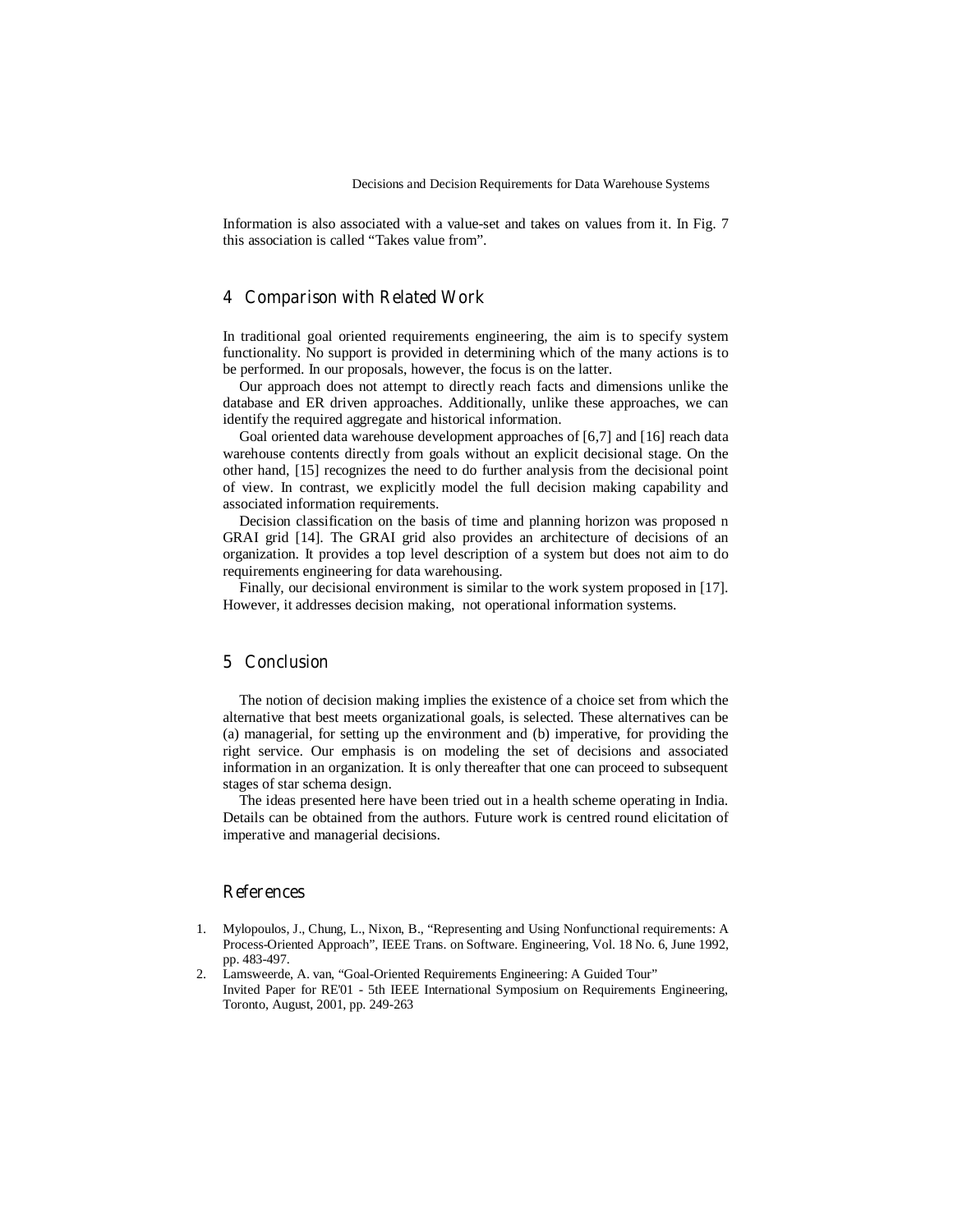Information is also associated with a value-set and takes on values from it. In Fig. 7 this association is called "Takes value from".

## 4 Comparison with Related Work

In traditional goal oriented requirements engineering, the aim is to specify system functionality. No support is provided in determining which of the many actions is to be performed. In our proposals, however, the focus is on the latter.

Our approach does not attempt to directly reach facts and dimensions unlike the database and ER driven approaches. Additionally, unlike these approaches, we can identify the required aggregate and historical information.

Goal oriented data warehouse development approaches of [6,7] and [16] reach data warehouse contents directly from goals without an explicit decisional stage. On the other hand, [15] recognizes the need to do further analysis from the decisional point of view. In contrast, we explicitly model the full decision making capability and associated information requirements.

Decision classification on the basis of time and planning horizon was proposed n GRAI grid [14]. The GRAI grid also provides an architecture of decisions of an organization. It provides a top level description of a system but does not aim to do requirements engineering for data warehousing.

Finally, our decisional environment is similar to the work system proposed in [17]. However, it addresses decision making, not operational information systems.

## 5 Conclusion

The notion of decision making implies the existence of a choice set from which the alternative that best meets organizational goals, is selected. These alternatives can be (a) managerial, for setting up the environment and (b) imperative, for providing the right service. Our emphasis is on modeling the set of decisions and associated information in an organization. It is only thereafter that one can proceed to subsequent stages of star schema design.

The ideas presented here have been tried out in a health scheme operating in India. Details can be obtained from the authors. Future work is centred round elicitation of imperative and managerial decisions.

## References

1. Mylopoulos, J., Chung, L., Nixon, B., "Representing and Using Nonfunctional requirements: A Process-Oriented Approach", IEEE Trans. on Software. Engineering, Vol. 18 No. 6, June 1992, pp. 483-497.
2. Lamsweerde, A. van, "Goal-Oriented Requirements Engineering: A Guided Tour" Invited Paper for RE'01 - 5th IEEE International Symposium on Requirements Engineering, Toronto, August, 2001, pp. 249-263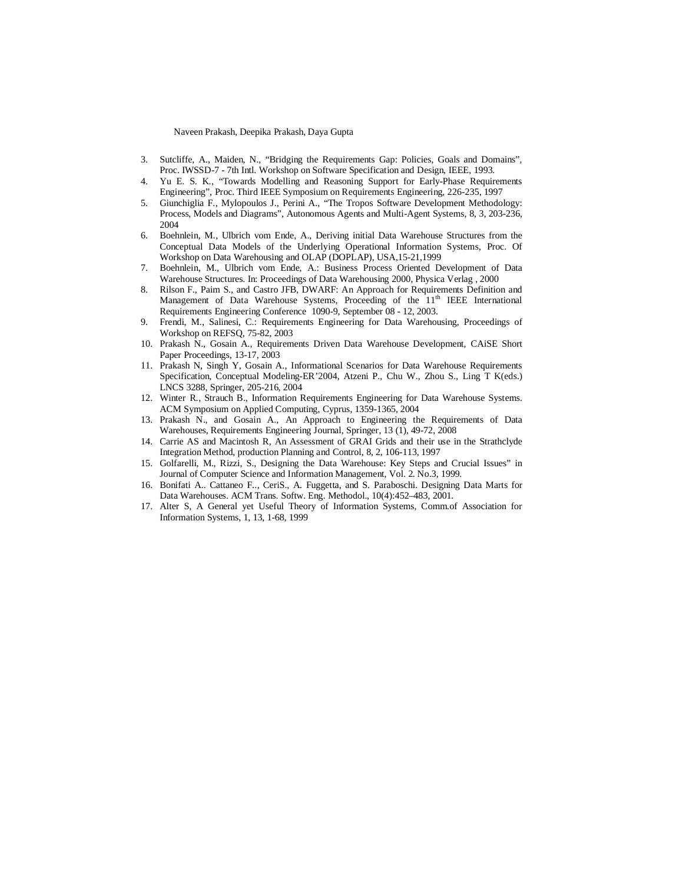3. Sutcliffe, A., Maiden, N., "Bridging the Requirements Gap: Policies, Goals and Domains", Proc. IWSSD-7 - 7th Intl. Workshop on Software Specification and Design, IEEE, 1993.
4. Yu E. S. K., "Towards Modelling and Reasoning Support for Early-Phase Requirements Engineering", Proc. Third IEEE Symposium on Requirements Engineering, 226-235, 1997
5. Giunchiglia F., Mylopoulos J., Perini A., "The Tropos Software Development Methodology: Process, Models and Diagrams", Autonomous Agents and Multi-Agent Systems, 8, 3, 203-236, 2004
6. Boehnlein, M., Ulbrich vom Ende, A., Deriving initial Data Warehouse Structures from the Conceptual Data Models of the Underlying Operational Information Systems, Proc. Of Workshop on Data Warehousing and OLAP (DOPLAP), USA,15-21,1999
7. Boehnlein, M., Ulbrich vom Ende, A.: Business Process Oriented Development of Data Warehouse Structures. In: Proceedings of Data Warehousing 2000, Physica Verlag , 2000
8. Rilson F., Paim S., and Castro JFB, DWARF: An Approach for Requirements Definition and Management of Data Warehouse Systems, Proceeding of the 11th IEEE International Requirements Engineering Conference 1090-9, September 08 - 12, 2003.
9. Frendi, M., Salinesi, C.: Requirements Engineering for Data Warehousing, Proceedings of Workshop on REFSQ, 75-82, 2003
10. Prakash N., Gosain A., Requirements Driven Data Warehouse Development, CAiSE Short Paper Proceedings, 13-17, 2003
11. Prakash N, Singh Y, Gosain A., Informational Scenarios for Data Warehouse Requirements Specification, Conceptual Modeling-ER'2004, Atzeni P., Chu W., Zhou S., Ling T K(eds.) LNCS 3288, Springer, 205-216, 2004
12. Winter R., Strauch B., Information Requirements Engineering for Data Warehouse Systems. ACM Symposium on Applied Computing, Cyprus, 1359-1365, 2004
13. Prakash N., and Gosain A., An Approach to Engineering the Requirements of Data Warehouses, Requirements Engineering Journal, Springer, 13 (1), 49-72, 2008
14. Carrie AS and Macintosh R, An Assessment of GRAI Grids and their use in the Strathclyde Integration Method, production Planning and Control, 8, 2, 106-113, 1997
15. Golfarelli, M., Rizzi, S., Designing the Data Warehouse: Key Steps and Crucial Issues" in Journal of Computer Science and Information Management, Vol. 2. No.3, 1999.
16. Bonifati A.. Cattaneo F.., CeriS., A. Fuggetta, and S. Paraboschi. Designing Data Marts for Data Warehouses. ACM Trans. Softw. Eng. Methodol., 10(4):452–483, 2001.
17. Alter S, A General yet Useful Theory of Information Systems, Comm.of Association for Information Systems, 1, 13, 1-68, 1999